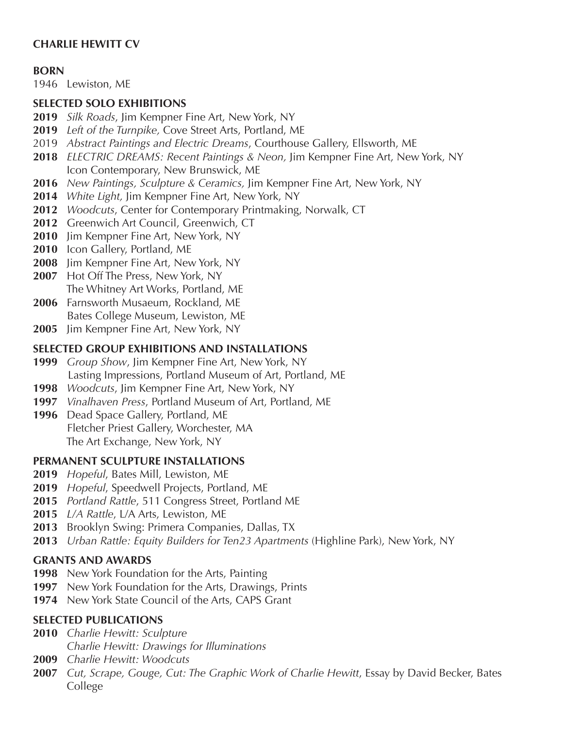**CHARLIE HEWITT CV**

**BORN**

1946 Lewiston, ME

**SELECTED SOLO EXHIBITIONS**

**2019** *Silk Roads*, Jim Kempner Fine Art, New York, NY

**2019** *Left of the Turnpike,* Cove Street Arts, Portland, ME

2019 *Abstract Paintings and Electric Dreams*, Courthouse Gallery, Ellsworth, ME

**2018** *ELECTRIC DREAMS: Recent Paintings & Neon,* Jim Kempner Fine Art, New York, NY
Icon Contemporary, New Brunswick, ME

**2016** *New Paintings, Sculpture & Ceramics,* Jim Kempner Fine Art, New York, NY

**2014** *White Light,* Jim Kempner Fine Art, New York, NY

**2012** *Woodcuts*, Center for Contemporary Printmaking, Norwalk, CT

**2012** Greenwich Art Council, Greenwich, CT

**2010** Jim Kempner Fine Art, New York, NY

**2010** Icon Gallery, Portland, ME

**2008** Jim Kempner Fine Art, New York, NY

**2007** Hot Off The Press, New York, NY
The Whitney Art Works, Portland, ME

**2006** Farnsworth Musaeum, Rockland, ME
Bates College Museum, Lewiston, ME

**2005** Jim Kempner Fine Art, New York, NY

**SELECTED GROUP EXHIBITIONS AND INSTALLATIONS**

**1999** *Group Show*, Jim Kempner Fine Art, New York, NY
Lasting Impressions, Portland Museum of Art, Portland, ME

**1998** *Woodcuts*, Jim Kempner Fine Art, New York, NY

**1997** *Vinalhaven Press*, Portland Museum of Art, Portland, ME

**1996** Dead Space Gallery, Portland, ME
Fletcher Priest Gallery, Worchester, MA
The Art Exchange, New York, NY

**PERMANENT SCULPTURE INSTALLATIONS**

**2019** *Hopeful*, Bates Mill, Lewiston, ME

**2019** *Hopeful*, Speedwell Projects, Portland, ME

**2015** *Portland Rattle*, 511 Congress Street, Portland ME

**2015** *L/A Rattle*, L/A Arts, Lewiston, ME

**2013** Brooklyn Swing: Primera Companies, Dallas, TX

**2013** *Urban Rattle: Equity Builders for Ten23 Apartments* (Highline Park), New York, NY

**GRANTS AND AWARDS**

**1998** New York Foundation for the Arts, Painting

**1997** New York Foundation for the Arts, Drawings, Prints

**1974** New York State Council of the Arts, CAPS Grant

**SELECTED PUBLICATIONS**

**2010** *Charlie Hewitt: Sculpture*
*Charlie Hewitt: Drawings for Illuminations*

**2009** *Charlie Hewitt: Woodcuts*

**2007** *Cut, Scrape, Gouge, Cut: The Graphic Work of Charlie Hewitt*, Essay by David Becker, Bates College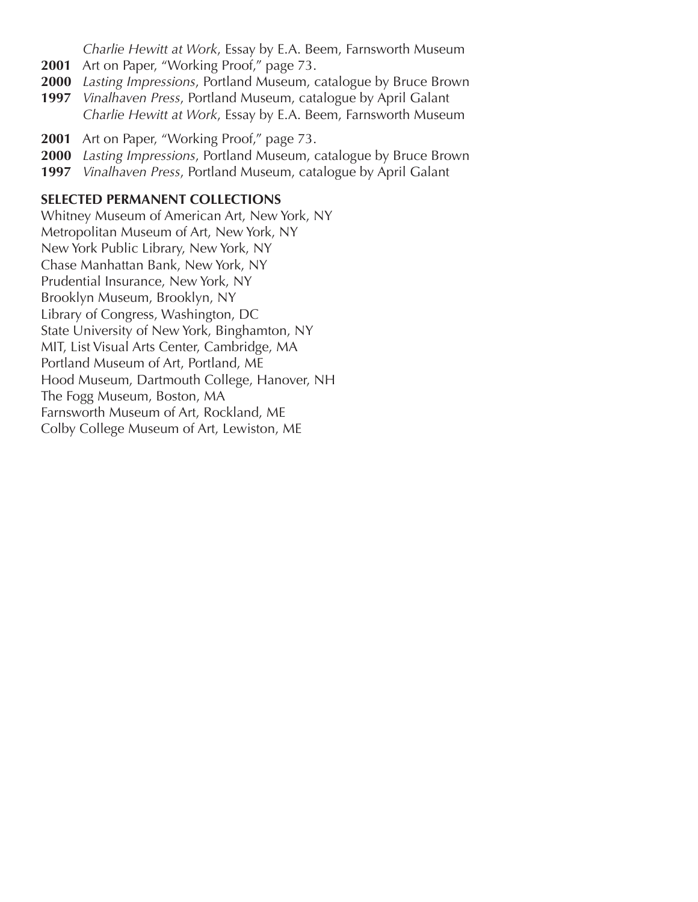*Charlie Hewitt at Work*, Essay by E.A. Beem, Farnsworth Museum

**2001** Art on Paper, "Working Proof," page 73.

**2000** *Lasting Impressions*, Portland Museum, catalogue by Bruce Brown

**1997** *Vinalhaven Press*, Portland Museum, catalogue by April Galant
*Charlie Hewitt at Work*, Essay by E.A. Beem, Farnsworth Museum

**2001** Art on Paper, "Working Proof," page 73.

**2000** *Lasting Impressions*, Portland Museum, catalogue by Bruce Brown

**1997** *Vinalhaven Press*, Portland Museum, catalogue by April Galant

**SELECTED PERMANENT COLLECTIONS**

Whitney Museum of American Art, New York, NY
Metropolitan Museum of Art, New York, NY
New York Public Library, New York, NY
Chase Manhattan Bank, New York, NY
Prudential Insurance, New York, NY
Brooklyn Museum, Brooklyn, NY
Library of Congress, Washington, DC
State University of New York, Binghamton, NY
MIT, List Visual Arts Center, Cambridge, MA
Portland Museum of Art, Portland, ME
Hood Museum, Dartmouth College, Hanover, NH
The Fogg Museum, Boston, MA
Farnsworth Museum of Art, Rockland, ME
Colby College Museum of Art, Lewiston, ME